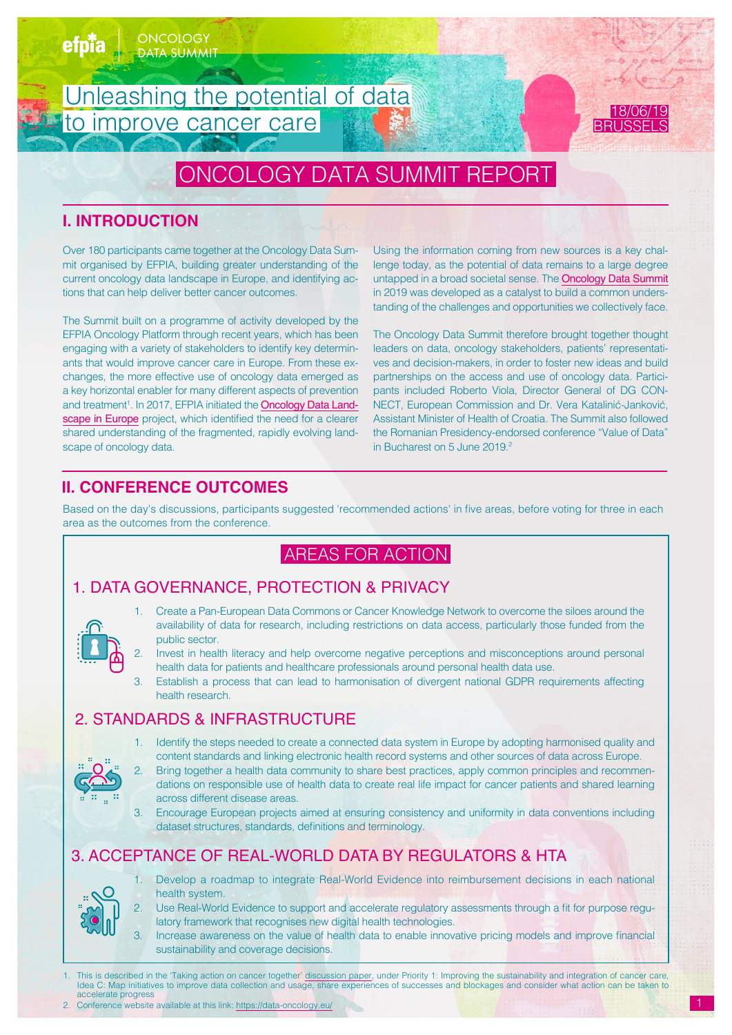efpia | ONCOLOGY DATA SUMMIT

# Unleashing the potential of data to improve cancer care

18/06/19 BRUSSELS

# ONCOLOGY DATA SUMMIT REPORT

## I. INTRODUCTION

Over 180 participants came together at the Oncology Data Summit organised by EFPIA, building greater understanding of the current oncology data landscape in Europe, and identifying actions that can help deliver better cancer outcomes.

The Summit built on a programme of activity developed by the EFPIA Oncology Platform through recent years, which has been engaging with a variety of stakeholders to identify key determinants that would improve cancer care in Europe. From these exchanges, the more effective use of oncology data emerged as a key horizontal enabler for many different aspects of prevention and treatment[1]. In 2017, EFPIA initiated the Oncology Data Landscape in Europe project, which identified the need for a clearer shared understanding of the fragmented, rapidly evolving landscape of oncology data.

Using the information coming from new sources is a key challenge today, as the potential of data remains to a large degree untapped in a broad societal sense. The Oncology Data Summit in 2019 was developed as a catalyst to build a common understanding of the challenges and opportunities we collectively face.

The Oncology Data Summit therefore brought together thought leaders on data, oncology stakeholders, patients' representatives and decision-makers, in order to foster new ideas and build partnerships on the access and use of oncology data. Participants included Roberto Viola, Director General of DG CONNECT, European Commission and Dr. Vera Katalinić-Janković, Assistant Minister of Health of Croatia. The Summit also followed the Romanian Presidency-endorsed conference "Value of Data" in Bucharest on 5 June 2019.[2]

## II. CONFERENCE OUTCOMES

Based on the day's discussions, participants suggested 'recommended actions' in five areas, before voting for three in each area as the outcomes from the conference.

### AREAS FOR ACTION

### 1. DATA GOVERNANCE, PROTECTION & PRIVACY

1. Create a Pan-European Data Commons or Cancer Knowledge Network to overcome the siloes around the availability of data for research, including restrictions on data access, particularly those funded from the public sector.
2. Invest in health literacy and help overcome negative perceptions and misconceptions around personal health data for patients and healthcare professionals around personal health data use.
3. Establish a process that can lead to harmonisation of divergent national GDPR requirements affecting health research.

### 2. STANDARDS & INFRASTRUCTURE

1. Identify the steps needed to create a connected data system in Europe by adopting harmonised quality and content standards and linking electronic health record systems and other sources of data across Europe.
2. Bring together a health data community to share best practices, apply common principles and recommendations on responsible use of health data to create real life impact for cancer patients and shared learning across different disease areas.
3. Encourage European projects aimed at ensuring consistency and uniformity in data conventions including dataset structures, standards, definitions and terminology.

### 3. ACCEPTANCE OF REAL-WORLD DATA BY REGULATORS & HTA

1. Develop a roadmap to integrate Real-World Evidence into reimbursement decisions in each national health system.
2. Use Real-World Evidence to support and accelerate regulatory assessments through a fit for purpose regulatory framework that recognises new digital health technologies.
3. Increase awareness on the value of health data to enable innovative pricing models and improve financial sustainability and coverage decisions.

---

1. This is described in the 'Taking action on cancer together' discussion paper, under Priority 1: Improving the sustainability and integration of cancer care, Idea C: Map initiatives to improve data collection and usage, share experiences of successes and blockages and consider what action can be taken to accelerate progress
2. Conference website available at this link: https://data-oncology.eu/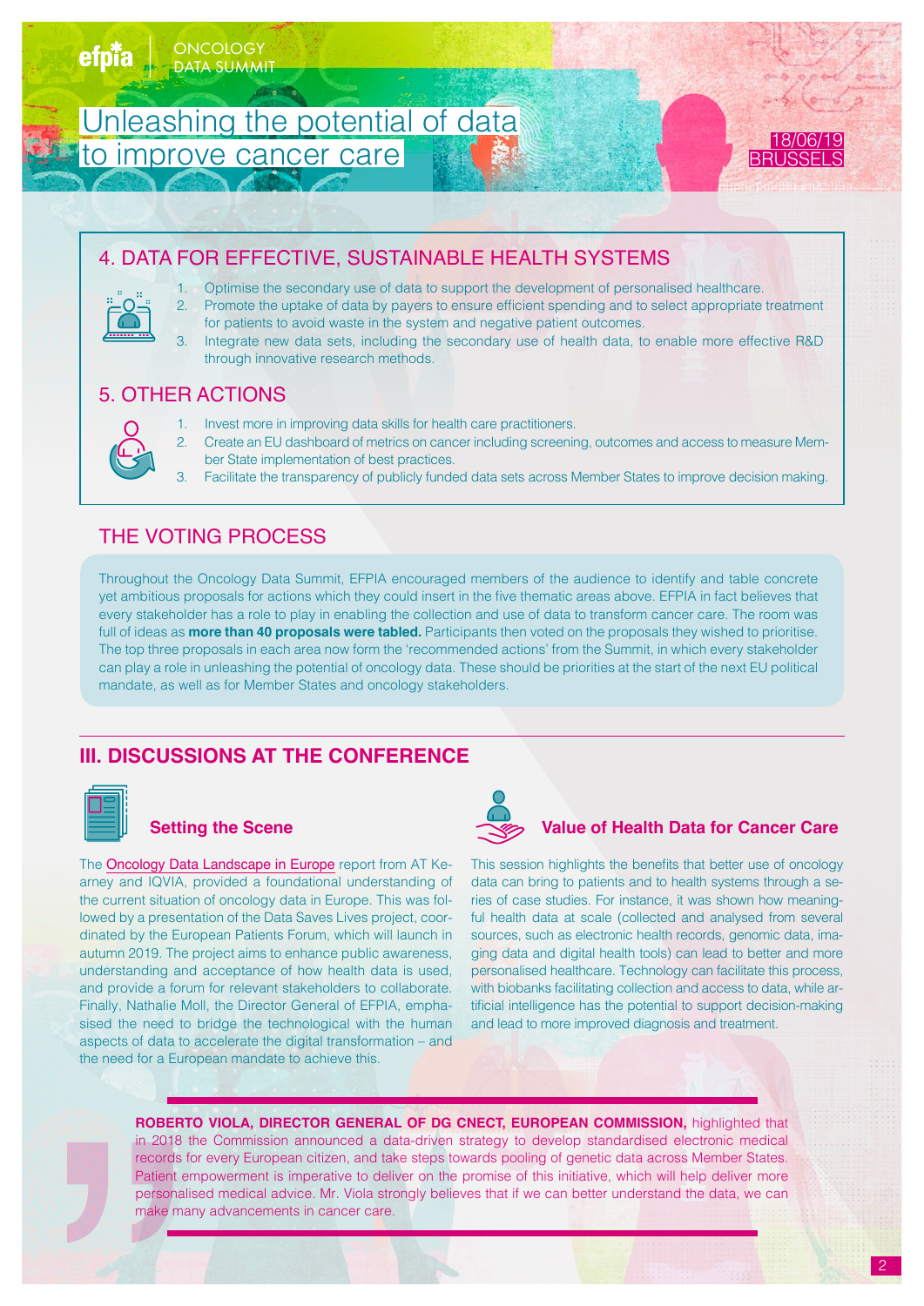## 4. DATA FOR EFFECTIVE, SUSTAINABLE HEALTH SYSTEMS

1. Optimise the secondary use of data to support the development of personalised healthcare.
2. Promote the uptake of data by payers to ensure efficient spending and to select appropriate treatment for patients to avoid waste in the system and negative patient outcomes.
3. Integrate new data sets, including the secondary use of health data, to enable more effective R&D through innovative research methods.

## 5. OTHER ACTIONS

1. Invest more in improving data skills for health care practitioners.
2. Create an EU dashboard of metrics on cancer including screening, outcomes and access to measure Member State implementation of best practices.
3. Facilitate the transparency of publicly funded data sets across Member States to improve decision making.

## THE VOTING PROCESS

Throughout the Oncology Data Summit, EFPIA encouraged members of the audience to identify and table concrete yet ambitious proposals for actions which they could insert in the five thematic areas above. EFPIA in fact believes that every stakeholder has a role to play in enabling the collection and use of data to transform cancer care. The room was full of ideas as **more than 40 proposals were tabled.** Participants then voted on the proposals they wished to prioritise. The top three proposals in each area now form the 'recommended actions' from the Summit, in which every stakeholder can play a role in unleashing the potential of oncology data. These should be priorities at the start of the next EU political mandate, as well as for Member States and oncology stakeholders.

# III. DISCUSSIONS AT THE CONFERENCE

### Setting the Scene

The Oncology Data Landscape in Europe report from AT Kearney and IQVIA, provided a foundational understanding of the current situation of oncology data in Europe. This was followed by a presentation of the Data Saves Lives project, coordinated by the European Patients Forum, which will launch in autumn 2019. The project aims to enhance public awareness, understanding and acceptance of how health data is used, and provide a forum for relevant stakeholders to collaborate. Finally, Nathalie Moll, the Director General of EFPIA, emphasised the need to bridge the technological with the human aspects of data to accelerate the digital transformation – and the need for a European mandate to achieve this.

### Value of Health Data for Cancer Care

This session highlights the benefits that better use of oncology data can bring to patients and to health systems through a series of case studies. For instance, it was shown how meaningful health data at scale (collected and analysed from several sources, such as electronic health records, genomic data, imaging data and digital health tools) can lead to better and more personalised healthcare. Technology can facilitate this process, with biobanks facilitating collection and access to data, while artificial intelligence has the potential to support decision-making and lead to more improved diagnosis and treatment.

**ROBERTO VIOLA, DIRECTOR GENERAL OF DG CNECT, EUROPEAN COMMISSION,** highlighted that in 2018 the Commission announced a data-driven strategy to develop standardised electronic medical records for every European citizen, and take steps towards pooling of genetic data across Member States. Patient empowerment is imperative to deliver on the promise of this initiative, which will help deliver more personalised medical advice. Mr. Viola strongly believes that if we can better understand the data, we can make many advancements in cancer care.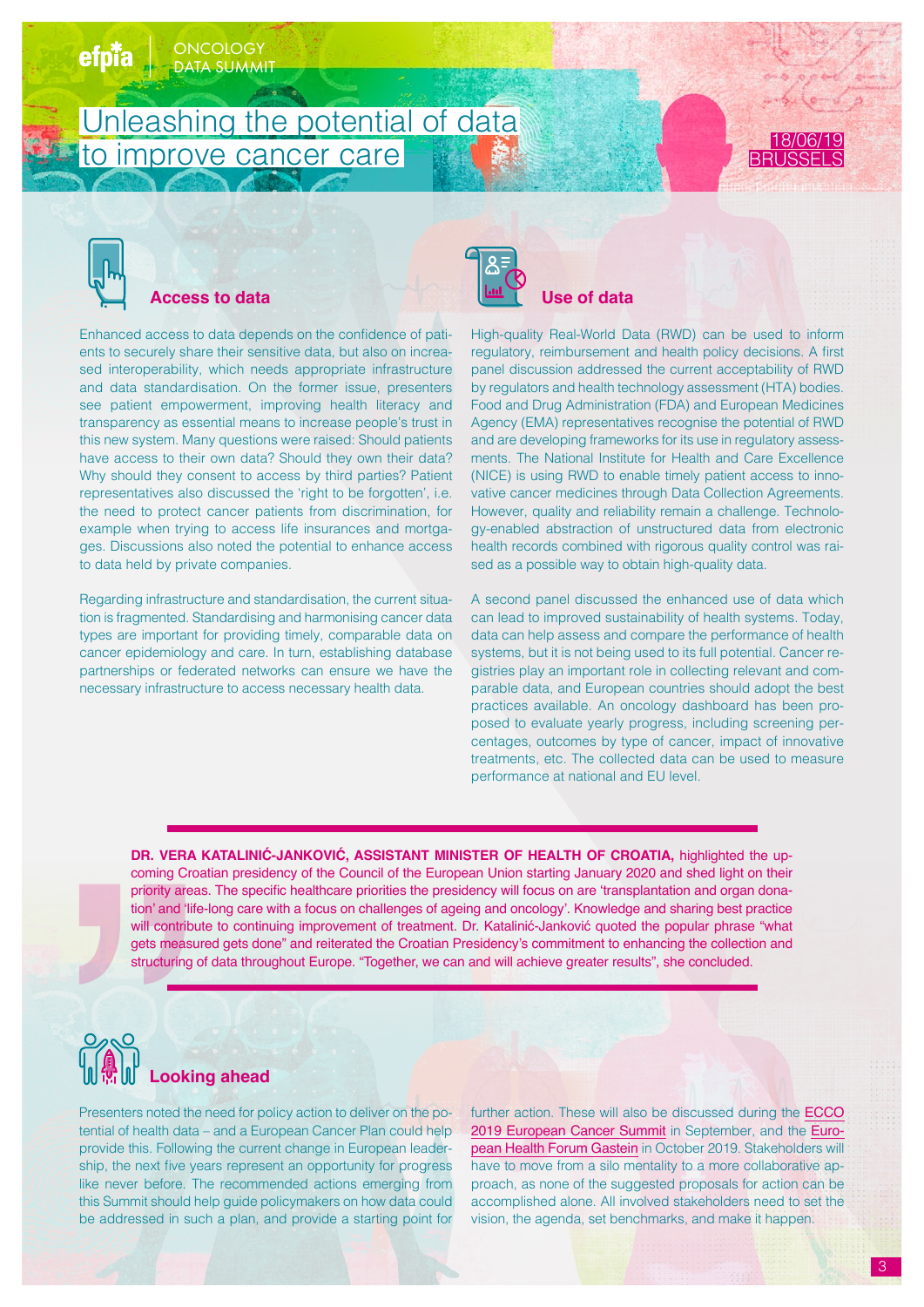# Unleashing the potential of data to improve cancer care

18/06/19 BRUSSELS

## Access to data

Enhanced access to data depends on the confidence of patients to securely share their sensitive data, but also on increased interoperability, which needs appropriate infrastructure and data standardisation. On the former issue, presenters see patient empowerment, improving health literacy and transparency as essential means to increase people's trust in this new system. Many questions were raised: Should patients have access to their own data? Should they own their data? Why should they consent to access by third parties? Patient representatives also discussed the 'right to be forgotten', i.e. the need to protect cancer patients from discrimination, for example when trying to access life insurances and mortgages. Discussions also noted the potential to enhance access to data held by private companies.

Regarding infrastructure and standardisation, the current situation is fragmented. Standardising and harmonising cancer data types are important for providing timely, comparable data on cancer epidemiology and care. In turn, establishing database partnerships or federated networks can ensure we have the necessary infrastructure to access necessary health data.

## Use of data

High-quality Real-World Data (RWD) can be used to inform regulatory, reimbursement and health policy decisions. A first panel discussion addressed the current acceptability of RWD by regulators and health technology assessment (HTA) bodies. Food and Drug Administration (FDA) and European Medicines Agency (EMA) representatives recognise the potential of RWD and are developing frameworks for its use in regulatory assessments. The National Institute for Health and Care Excellence (NICE) is using RWD to enable timely patient access to innovative cancer medicines through Data Collection Agreements. However, quality and reliability remain a challenge. Technology-enabled abstraction of unstructured data from electronic health records combined with rigorous quality control was raised as a possible way to obtain high-quality data.

A second panel discussed the enhanced use of data which can lead to improved sustainability of health systems. Today, data can help assess and compare the performance of health systems, but it is not being used to its full potential. Cancer registries play an important role in collecting relevant and comparable data, and European countries should adopt the best practices available. An oncology dashboard has been proposed to evaluate yearly progress, including screening percentages, outcomes by type of cancer, impact of innovative treatments, etc. The collected data can be used to measure performance at national and EU level.

**DR. VERA KATALINIĆ-JANKOVIĆ, ASSISTANT MINISTER OF HEALTH OF CROATIA,** highlighted the upcoming Croatian presidency of the Council of the European Union starting January 2020 and shed light on their priority areas. The specific healthcare priorities the presidency will focus on are 'transplantation and organ donation' and 'life-long care with a focus on challenges of ageing and oncology'. Knowledge and sharing best practice will contribute to continuing improvement of treatment. Dr. Katalinić-Janković quoted the popular phrase "what gets measured gets done" and reiterated the Croatian Presidency's commitment to enhancing the collection and structuring of data throughout Europe. "Together, we can and will achieve greater results", she concluded.

## Looking ahead

Presenters noted the need for policy action to deliver on the potential of health data – and a European Cancer Plan could help provide this. Following the current change in European leadership, the next five years represent an opportunity for progress like never before. The recommended actions emerging from this Summit should help guide policymakers on how data could be addressed in such a plan, and provide a starting point for further action. These will also be discussed during the ECCO 2019 European Cancer Summit in September, and the European Health Forum Gastein in October 2019. Stakeholders will have to move from a silo mentality to a more collaborative approach, as none of the suggested proposals for action can be accomplished alone. All involved stakeholders need to set the vision, the agenda, set benchmarks, and make it happen.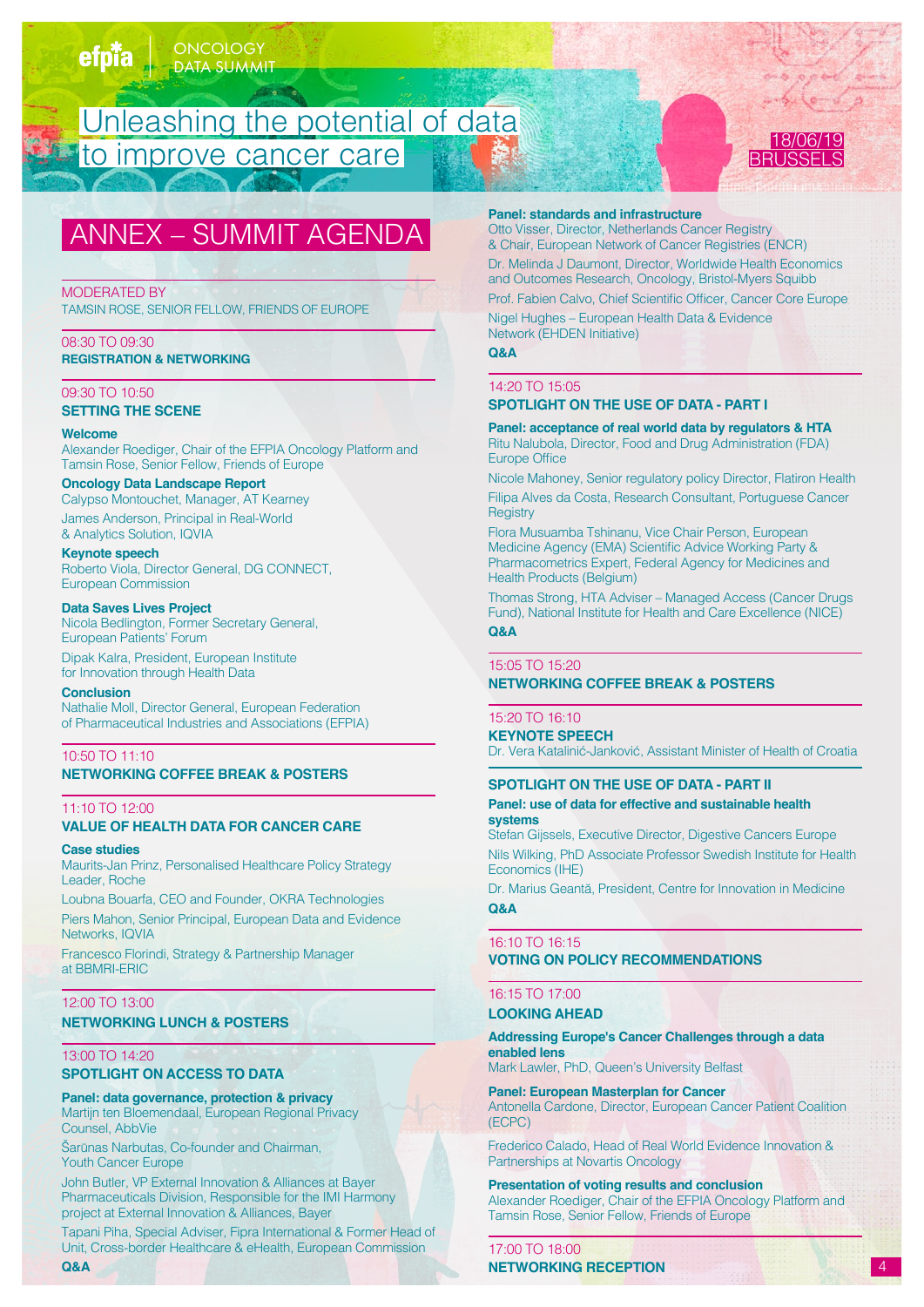efpia | ONCOLOGY DATA SUMMIT

# Unleashing the potential of data to improve cancer care

18/06/19 BRUSSELS

## ANNEX – SUMMIT AGENDA

MODERATED BY
TAMSIN ROSE, SENIOR FELLOW, FRIENDS OF EUROPE

08:30 TO 09:30
**REGISTRATION & NETWORKING**

09:30 TO 10:50
**SETTING THE SCENE**

**Welcome**
Alexander Roediger, Chair of the EFPIA Oncology Platform and Tamsin Rose, Senior Fellow, Friends of Europe

**Oncology Data Landscape Report**
Calypso Montouchet, Manager, AT Kearney

James Anderson, Principal in Real-World & Analytics Solution, IQVIA

**Keynote speech**
Roberto Viola, Director General, DG CONNECT, European Commission

**Data Saves Lives Project**
Nicola Bedlington, Former Secretary General, European Patients' Forum

Dipak Kalra, President, European Institute for Innovation through Health Data

**Conclusion**
Nathalie Moll, Director General, European Federation of Pharmaceutical Industries and Associations (EFPIA)

10:50 TO 11:10
**NETWORKING COFFEE BREAK & POSTERS**

11:10 TO 12:00
**VALUE OF HEALTH DATA FOR CANCER CARE**

**Case studies**
Maurits-Jan Prinz, Personalised Healthcare Policy Strategy Leader, Roche

Loubna Bouarfa, CEO and Founder, OKRA Technologies

Piers Mahon, Senior Principal, European Data and Evidence Networks, IQVIA

Francesco Florindi, Strategy & Partnership Manager at BBMRI-ERIC

12:00 TO 13:00
**NETWORKING LUNCH & POSTERS**

13:00 TO 14:20
**SPOTLIGHT ON ACCESS TO DATA**

**Panel: data governance, protection & privacy**
Martijn ten Bloemendaal, European Regional Privacy Counsel, AbbVie

Šarūnas Narbutas, Co-founder and Chairman, Youth Cancer Europe

John Butler, VP External Innovation & Alliances at Bayer Pharmaceuticals Division, Responsible for the IMI Harmony project at External Innovation & Alliances, Bayer

Tapani Piha, Special Adviser, Fipra International & Former Head of Unit, Cross-border Healthcare & eHealth, European Commission

**Q&A**

**Panel: standards and infrastructure**
Otto Visser, Director, Netherlands Cancer Registry & Chair, European Network of Cancer Registries (ENCR)

Dr. Melinda J Daumont, Director, Worldwide Health Economics and Outcomes Research, Oncology, Bristol-Myers Squibb

Prof. Fabien Calvo, Chief Scientific Officer, Cancer Core Europe

Nigel Hughes – European Health Data & Evidence Network (EHDEN Initiative)

**Q&A**

14:20 TO 15:05
**SPOTLIGHT ON THE USE OF DATA - PART I**

**Panel: acceptance of real world data by regulators & HTA**
Ritu Nalubola, Director, Food and Drug Administration (FDA) Europe Office

Nicole Mahoney, Senior regulatory policy Director, Flatiron Health

Filipa Alves da Costa, Research Consultant, Portuguese Cancer Registry

Flora Musuamba Tshinanu, Vice Chair Person, European Medicine Agency (EMA) Scientific Advice Working Party & Pharmacometrics Expert, Federal Agency for Medicines and Health Products (Belgium)

Thomas Strong, HTA Adviser – Managed Access (Cancer Drugs Fund), National Institute for Health and Care Excellence (NICE)

**Q&A**

15:05 TO 15:20
**NETWORKING COFFEE BREAK & POSTERS**

15:20 TO 16:10
**KEYNOTE SPEECH**
Dr. Vera Katalinić-Janković, Assistant Minister of Health of Croatia

**SPOTLIGHT ON THE USE OF DATA - PART II**

**Panel: use of data for effective and sustainable health systems**
Stefan Gijssels, Executive Director, Digestive Cancers Europe

Nils Wilking, PhD Associate Professor Swedish Institute for Health Economics (IHE)

Dr. Marius Geantă, President, Centre for Innovation in Medicine

**Q&A**

16:10 TO 16:15
**VOTING ON POLICY RECOMMENDATIONS**

16:15 TO 17:00
**LOOKING AHEAD**

**Addressing Europe's Cancer Challenges through a data enabled lens**
Mark Lawler, PhD, Queen's University Belfast

**Panel: European Masterplan for Cancer**
Antonella Cardone, Director, European Cancer Patient Coalition (ECPC)

Frederico Calado, Head of Real World Evidence Innovation & Partnerships at Novartis Oncology

**Presentation of voting results and conclusion**
Alexander Roediger, Chair of the EFPIA Oncology Platform and Tamsin Rose, Senior Fellow, Friends of Europe

17:00 TO 18:00
**NETWORKING RECEPTION**